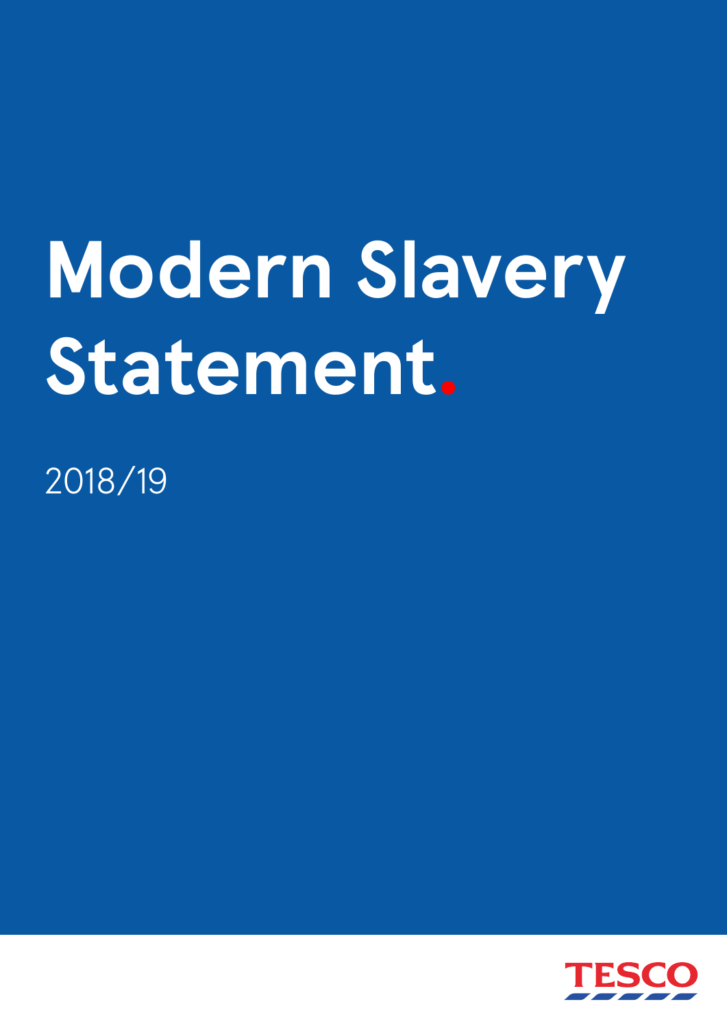# Modern Slavery Statement.

2018/19

TESCO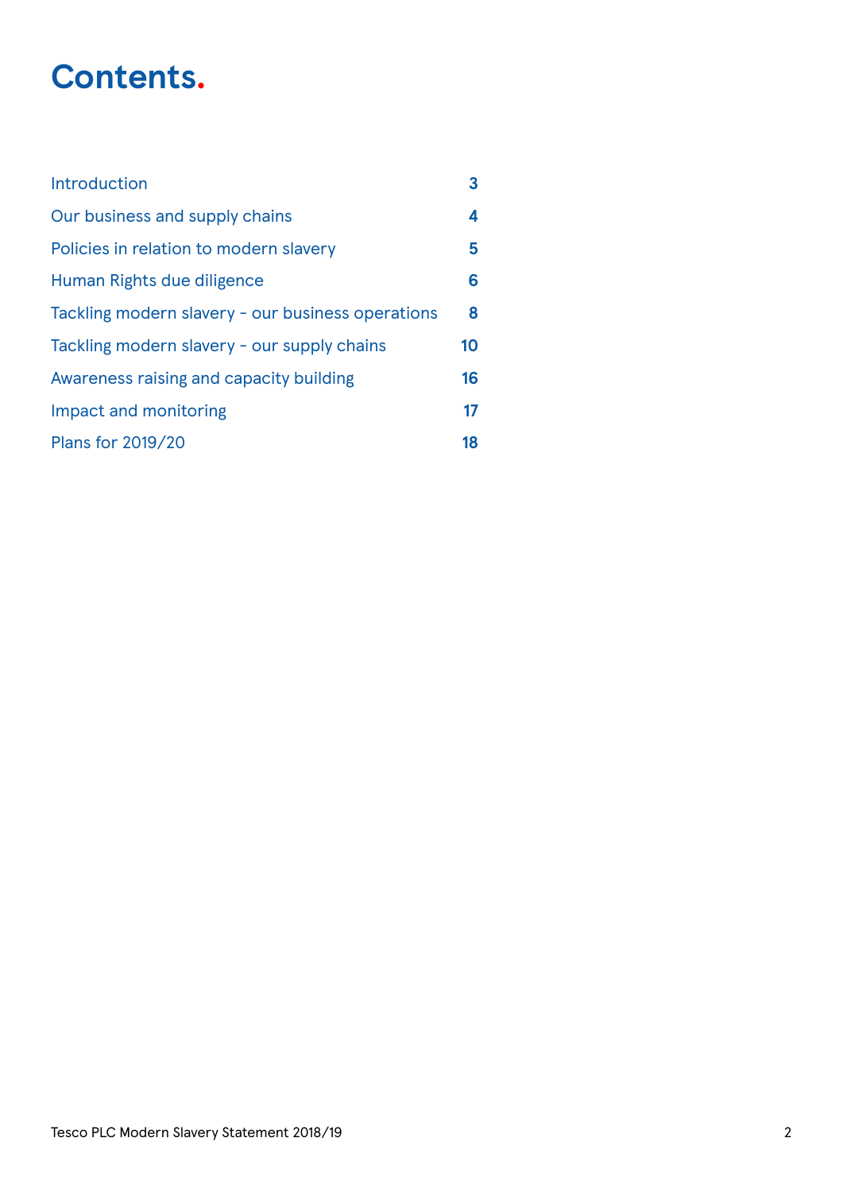# Contents.

| | |
|---|---|
| Introduction | 3 |
| Our business and supply chains | 4 |
| Policies in relation to modern slavery | 5 |
| Human Rights due diligence | 6 |
| Tackling modern slavery - our business operations | 8 |
| Tackling modern slavery - our supply chains | 10 |
| Awareness raising and capacity building | 16 |
| Impact and monitoring | 17 |
| Plans for 2019/20 | 18 |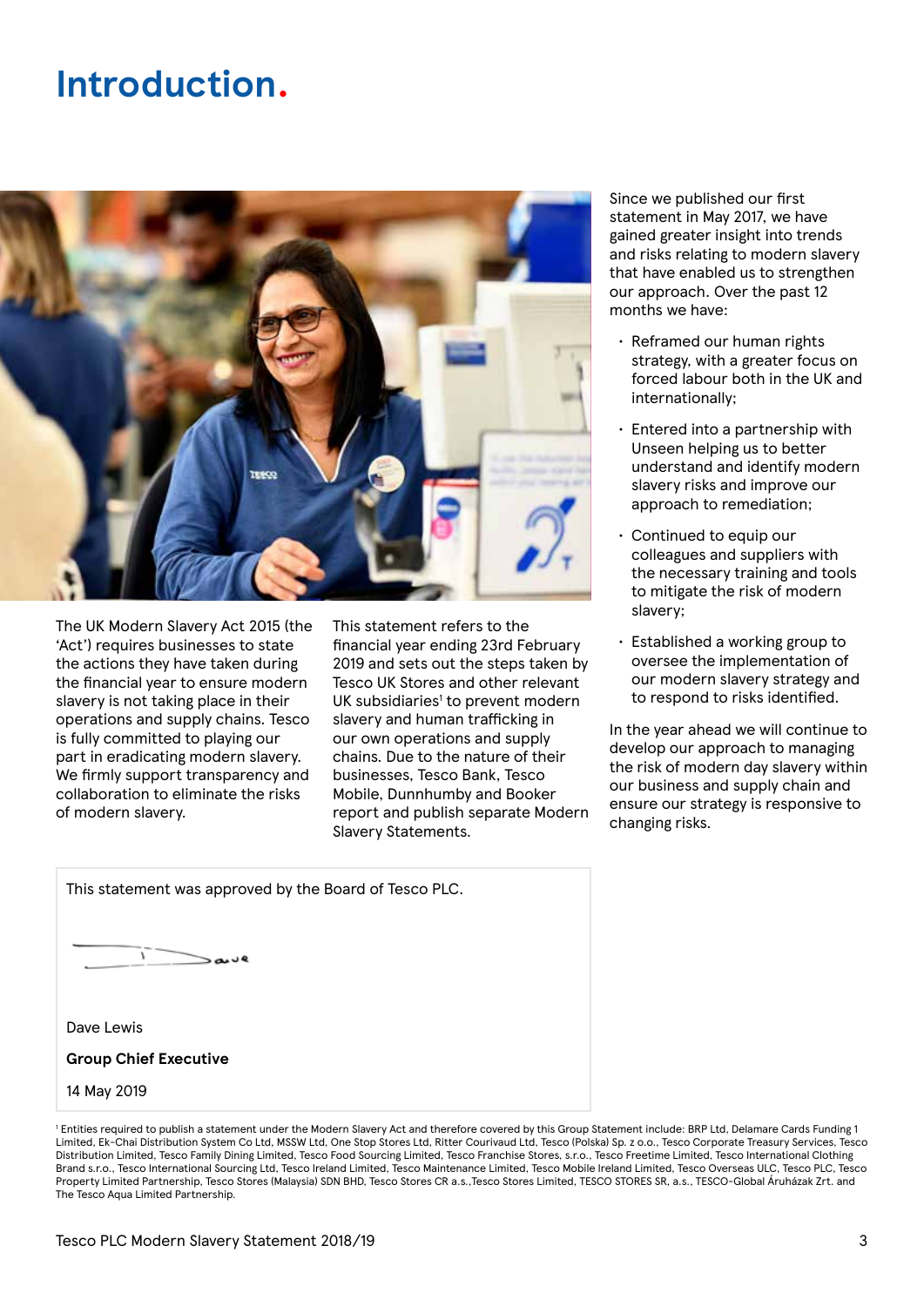# Introduction.

The UK Modern Slavery Act 2015 (the 'Act') requires businesses to state the actions they have taken during the financial year to ensure modern slavery is not taking place in their operations and supply chains. Tesco is fully committed to playing our part in eradicating modern slavery. We firmly support transparency and collaboration to eliminate the risks of modern slavery.

This statement refers to the financial year ending 23rd February 2019 and sets out the steps taken by Tesco UK Stores and other relevant UK subsidiaries[1] to prevent modern slavery and human trafficking in our own operations and supply chains. Due to the nature of their businesses, Tesco Bank, Tesco Mobile, Dunnhumby and Booker report and publish separate Modern Slavery Statements.

Since we published our first statement in May 2017, we have gained greater insight into trends and risks relating to modern slavery that have enabled us to strengthen our approach. Over the past 12 months we have:

- Reframed our human rights strategy, with a greater focus on forced labour both in the UK and internationally;
- Entered into a partnership with Unseen helping us to better understand and identify modern slavery risks and improve our approach to remediation;
- Continued to equip our colleagues and suppliers with the necessary training and tools to mitigate the risk of modern slavery;
- Established a working group to oversee the implementation of our modern slavery strategy and to respond to risks identified.

In the year ahead we will continue to develop our approach to managing the risk of modern day slavery within our business and supply chain and ensure our strategy is responsive to changing risks.

This statement was approved by the Board of Tesco PLC.

Dave Lewis

**Group Chief Executive**

14 May 2019

[1] Entities required to publish a statement under the Modern Slavery Act and therefore covered by this Group Statement include: BRP Ltd, Delamare Cards Funding 1 Limited, Ek-Chai Distribution System Co Ltd, MSSW Ltd, One Stop Stores Ltd, Ritter Courivaud Ltd, Tesco (Polska) Sp. z o.o., Tesco Corporate Treasury Services, Tesco Distribution Limited, Tesco Family Dining Limited, Tesco Food Sourcing Limited, Tesco Franchise Stores, s.r.o., Tesco Freetime Limited, Tesco International Clothing Brand s.r.o., Tesco International Sourcing Ltd, Tesco Ireland Limited, Tesco Maintenance Limited, Tesco Mobile Ireland Limited, Tesco Overseas ULC, Tesco PLC, Tesco Property Limited Partnership, Tesco Stores (Malaysia) SDN BHD, Tesco Stores CR a.s.,Tesco Stores Limited, TESCO STORES SR, a.s., TESCO-Global Áruházak Zrt. and The Tesco Aqua Limited Partnership.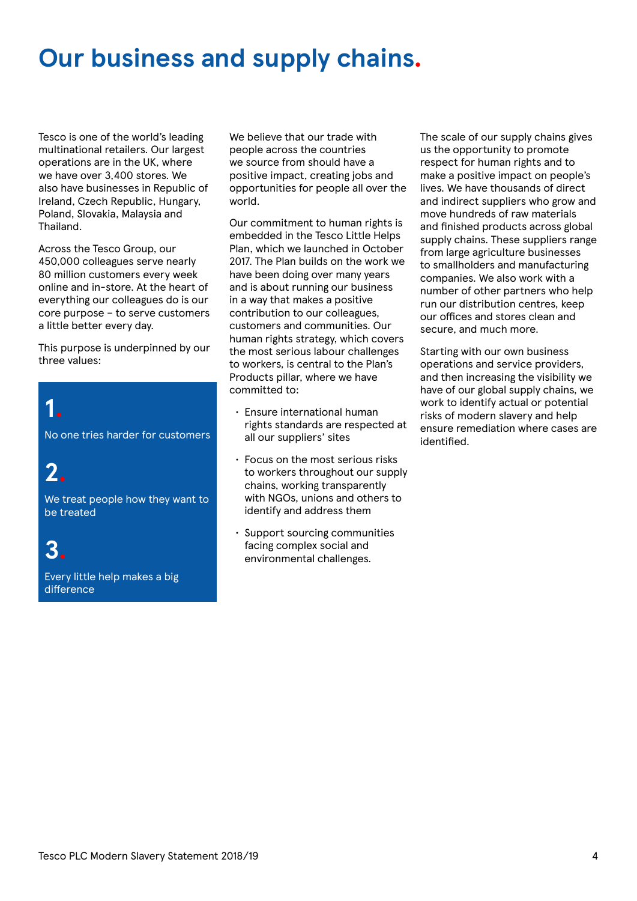# Our business and supply chains.

Tesco is one of the world's leading multinational retailers. Our largest operations are in the UK, where we have over 3,400 stores. We also have businesses in Republic of Ireland, Czech Republic, Hungary, Poland, Slovakia, Malaysia and Thailand.

Across the Tesco Group, our 450,000 colleagues serve nearly 80 million customers every week online and in-store. At the heart of everything our colleagues do is our core purpose – to serve customers a little better every day.

This purpose is underpinned by our three values:

**1.** No one tries harder for customers

**2.** We treat people how they want to be treated

**3.** Every little help makes a big difference

We believe that our trade with people across the countries we source from should have a positive impact, creating jobs and opportunities for people all over the world.

Our commitment to human rights is embedded in the Tesco Little Helps Plan, which we launched in October 2017. The Plan builds on the work we have been doing over many years and is about running our business in a way that makes a positive contribution to our colleagues, customers and communities. Our human rights strategy, which covers the most serious labour challenges to workers, is central to the Plan's Products pillar, where we have committed to:

- Ensure international human rights standards are respected at all our suppliers' sites
- Focus on the most serious risks to workers throughout our supply chains, working transparently with NGOs, unions and others to identify and address them
- Support sourcing communities facing complex social and environmental challenges.

The scale of our supply chains gives us the opportunity to promote respect for human rights and to make a positive impact on people's lives. We have thousands of direct and indirect suppliers who grow and move hundreds of raw materials and finished products across global supply chains. These suppliers range from large agriculture businesses to smallholders and manufacturing companies. We also work with a number of other partners who help run our distribution centres, keep our offices and stores clean and secure, and much more.

Starting with our own business operations and service providers, and then increasing the visibility we have of our global supply chains, we work to identify actual or potential risks of modern slavery and help ensure remediation where cases are identified.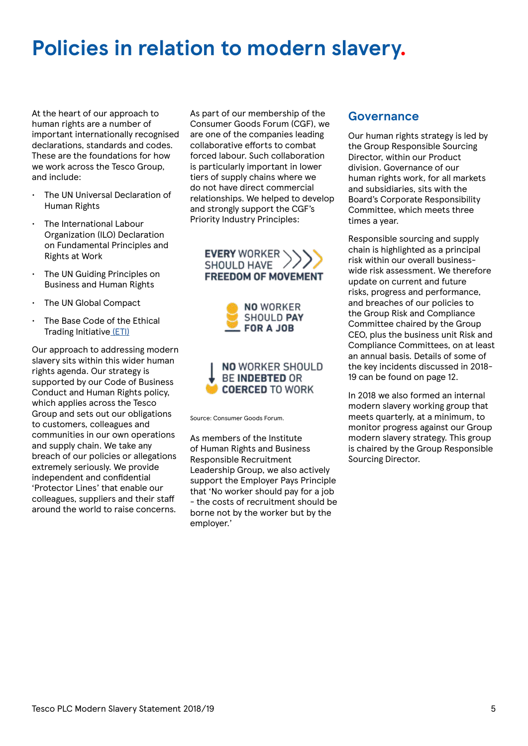# Policies in relation to modern slavery.

At the heart of our approach to human rights are a number of important internationally recognised declarations, standards and codes. These are the foundations for how we work across the Tesco Group, and include:

- The UN Universal Declaration of Human Rights
- The International Labour Organization (ILO) Declaration on Fundamental Principles and Rights at Work
- The UN Guiding Principles on Business and Human Rights
- The UN Global Compact
- The Base Code of the Ethical Trading Initiative (ETI)

Our approach to addressing modern slavery sits within this wider human rights agenda. Our strategy is supported by our Code of Business Conduct and Human Rights policy, which applies across the Tesco Group and sets out our obligations to customers, colleagues and communities in our own operations and supply chain. We take any breach of our policies or allegations extremely seriously. We provide independent and confidential 'Protector Lines' that enable our colleagues, suppliers and their staff around the world to raise concerns.

As part of our membership of the Consumer Goods Forum (CGF), we are one of the companies leading collaborative efforts to combat forced labour. Such collaboration is particularly important in lower tiers of supply chains where we do not have direct commercial relationships. We helped to develop and strongly support the CGF's Priority Industry Principles:

**EVERY WORKER** SHOULD HAVE **FREEDOM OF MOVEMENT**

**NO WORKER** SHOULD **PAY FOR A JOB**

**NO WORKER SHOULD** BE **INDEBTED** OR **COERCED** TO WORK

Source: Consumer Goods Forum.

As members of the Institute of Human Rights and Business Responsible Recruitment Leadership Group, we also actively support the Employer Pays Principle that 'No worker should pay for a job - the costs of recruitment should be borne not by the worker but by the employer.'

## Governance

Our human rights strategy is led by the Group Responsible Sourcing Director, within our Product division. Governance of our human rights work, for all markets and subsidiaries, sits with the Board's Corporate Responsibility Committee, which meets three times a year.

Responsible sourcing and supply chain is highlighted as a principal risk within our overall business-wide risk assessment. We therefore update on current and future risks, progress and performance, and breaches of our policies to the Group Risk and Compliance Committee chaired by the Group CEO, plus the business unit Risk and Compliance Committees, on at least an annual basis. Details of some of the key incidents discussed in 2018-19 can be found on page 12.

In 2018 we also formed an internal modern slavery working group that meets quarterly, at a minimum, to monitor progress against our Group modern slavery strategy. This group is chaired by the Group Responsible Sourcing Director.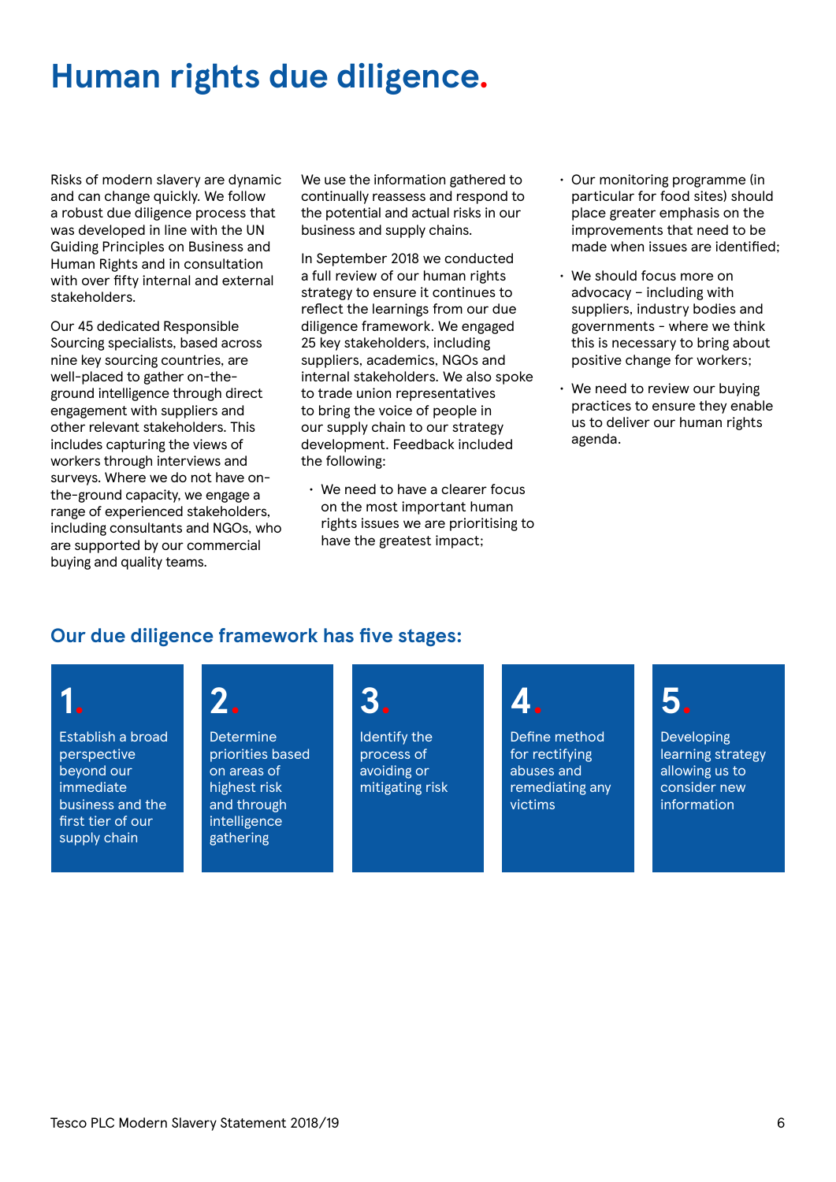# Human rights due diligence.

Risks of modern slavery are dynamic and can change quickly. We follow a robust due diligence process that was developed in line with the UN Guiding Principles on Business and Human Rights and in consultation with over fifty internal and external stakeholders.

Our 45 dedicated Responsible Sourcing specialists, based across nine key sourcing countries, are well-placed to gather on-the-ground intelligence through direct engagement with suppliers and other relevant stakeholders. This includes capturing the views of workers through interviews and surveys. Where we do not have on-the-ground capacity, we engage a range of experienced stakeholders, including consultants and NGOs, who are supported by our commercial buying and quality teams.

We use the information gathered to continually reassess and respond to the potential and actual risks in our business and supply chains.

In September 2018 we conducted a full review of our human rights strategy to ensure it continues to reflect the learnings from our due diligence framework. We engaged 25 key stakeholders, including suppliers, academics, NGOs and internal stakeholders. We also spoke to trade union representatives to bring the voice of people in our supply chain to our strategy development. Feedback included the following:

- We need to have a clearer focus on the most important human rights issues we are prioritising to have the greatest impact;
- Our monitoring programme (in particular for food sites) should place greater emphasis on the improvements that need to be made when issues are identified;
- We should focus more on advocacy – including with suppliers, industry bodies and governments - where we think this is necessary to bring about positive change for workers;
- We need to review our buying practices to ensure they enable us to deliver our human rights agenda.

## Our due diligence framework has five stages:

**1.** Establish a broad perspective beyond our immediate business and the first tier of our supply chain

**2.** Determine priorities based on areas of highest risk and through intelligence gathering

**3.** Identify the process of avoiding or mitigating risk

**4.** Define method for rectifying abuses and remediating any victims

**5.** Developing learning strategy allowing us to consider new information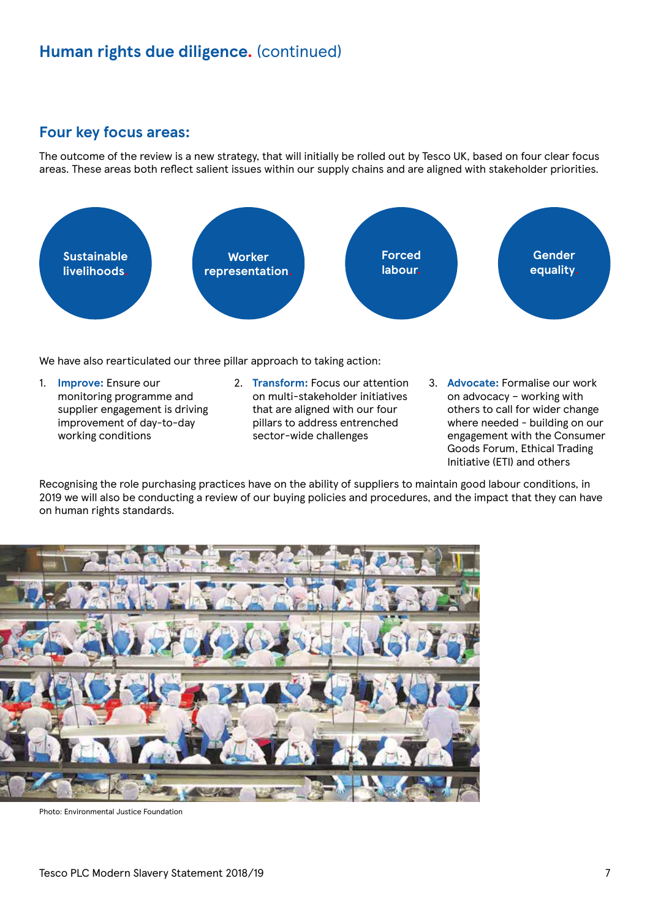## Human rights due diligence. (continued)

### Four key focus areas:

The outcome of the review is a new strategy, that will initially be rolled out by Tesco UK, based on four clear focus areas. These areas both reflect salient issues within our supply chains and are aligned with stakeholder priorities.

- Sustainable livelihoods.
- Worker representation.
- Forced labour.
- Gender equality.

We have also rearticulated our three pillar approach to taking action:

1. **Improve:** Ensure our monitoring programme and supplier engagement is driving improvement of day-to-day working conditions
2. **Transform:** Focus our attention on multi-stakeholder initiatives that are aligned with our four pillars to address entrenched sector-wide challenges
3. **Advocate:** Formalise our work on advocacy – working with others to call for wider change where needed – building on our engagement with the Consumer Goods Forum, Ethical Trading Initiative (ETI) and others

Recognising the role purchasing practices have on the ability of suppliers to maintain good labour conditions, in 2019 we will also be conducting a review of our buying policies and procedures, and the impact that they can have on human rights standards.

Photo: Environmental Justice Foundation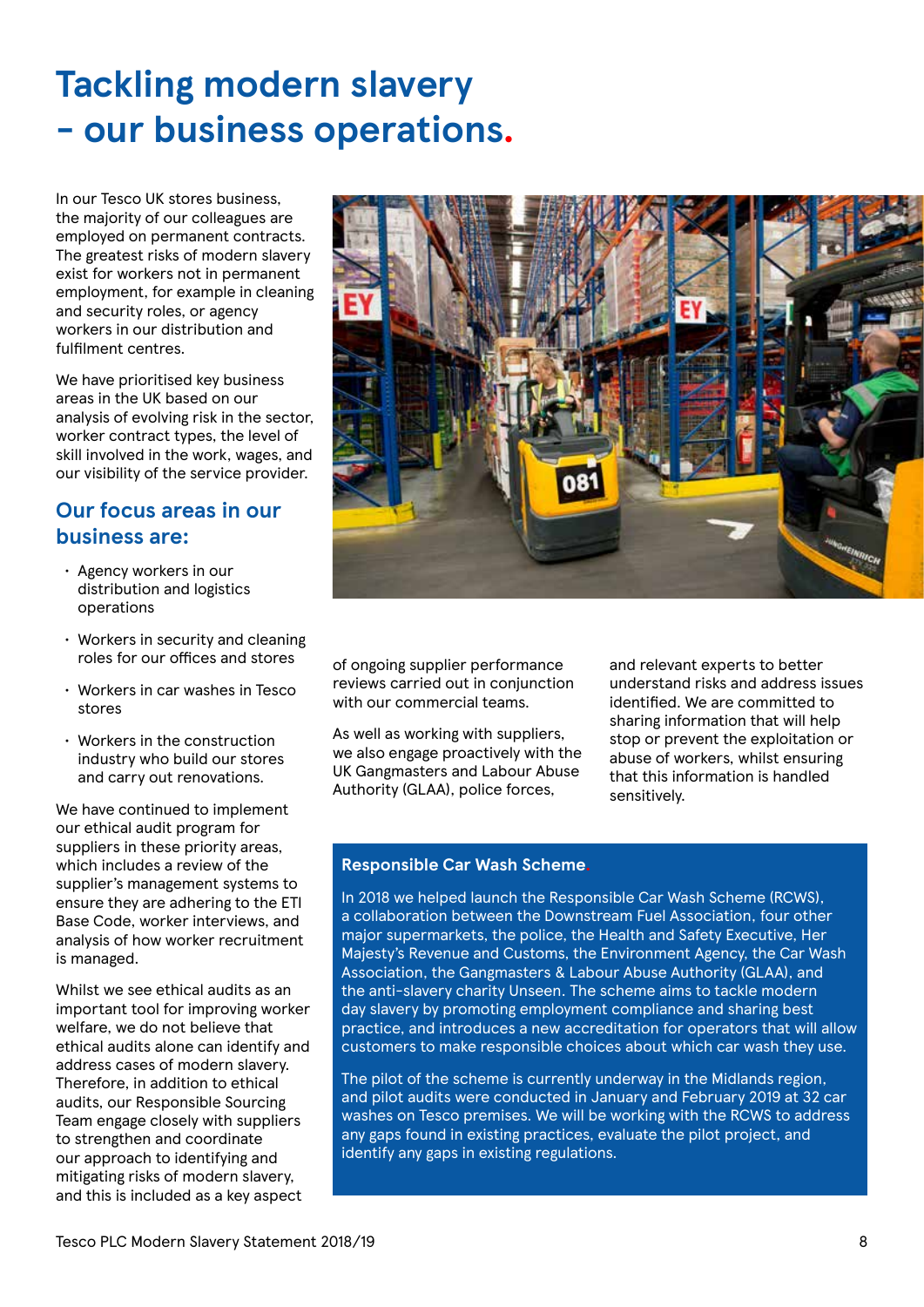# Tackling modern slavery - our business operations.

In our Tesco UK stores business, the majority of our colleagues are employed on permanent contracts. The greatest risks of modern slavery exist for workers not in permanent employment, for example in cleaning and security roles, or agency workers in our distribution and fulfilment centres.

We have prioritised key business areas in the UK based on our analysis of evolving risk in the sector, worker contract types, the level of skill involved in the work, wages, and our visibility of the service provider.

## Our focus areas in our business are:

- Agency workers in our distribution and logistics operations
- Workers in security and cleaning roles for our offices and stores
- Workers in car washes in Tesco stores
- Workers in the construction industry who build our stores and carry out renovations.

We have continued to implement our ethical audit program for suppliers in these priority areas, which includes a review of the supplier's management systems to ensure they are adhering to the ETI Base Code, worker interviews, and analysis of how worker recruitment is managed.

Whilst we see ethical audits as an important tool for improving worker welfare, we do not believe that ethical audits alone can identify and address cases of modern slavery. Therefore, in addition to ethical audits, our Responsible Sourcing Team engage closely with suppliers to strengthen and coordinate our approach to identifying and mitigating risks of modern slavery, and this is included as a key aspect of ongoing supplier performance reviews carried out in conjunction with our commercial teams.

As well as working with suppliers, we also engage proactively with the UK Gangmasters and Labour Abuse Authority (GLAA), police forces, and relevant experts to better understand risks and address issues identified. We are committed to sharing information that will help stop or prevent the exploitation or abuse of workers, whilst ensuring that this information is handled sensitively.

### Responsible Car Wash Scheme.

In 2018 we helped launch the Responsible Car Wash Scheme (RCWS), a collaboration between the Downstream Fuel Association, four other major supermarkets, the police, the Health and Safety Executive, Her Majesty's Revenue and Customs, the Environment Agency, the Car Wash Association, the Gangmasters & Labour Abuse Authority (GLAA), and the anti-slavery charity Unseen. The scheme aims to tackle modern day slavery by promoting employment compliance and sharing best practice, and introduces a new accreditation for operators that will allow customers to make responsible choices about which car wash they use.

The pilot of the scheme is currently underway in the Midlands region, and pilot audits were conducted in January and February 2019 at 32 car washes on Tesco premises. We will be working with the RCWS to address any gaps found in existing practices, evaluate the pilot project, and identify any gaps in existing regulations.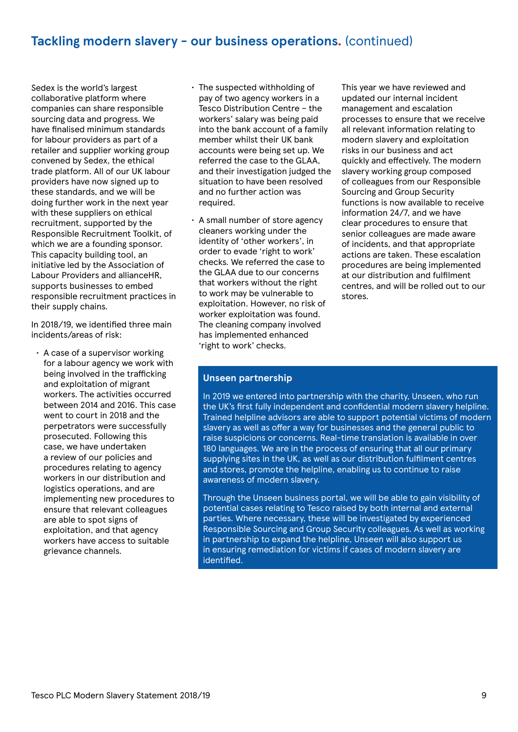## Tackling modern slavery – our business operations. (continued)

Sedex is the world's largest collaborative platform where companies can share responsible sourcing data and progress. We have finalised minimum standards for labour providers as part of a retailer and supplier working group convened by Sedex, the ethical trade platform. All of our UK labour providers have now signed up to these standards, and we will be doing further work in the next year with these suppliers on ethical recruitment, supported by the Responsible Recruitment Toolkit, of which we are a founding sponsor. This capacity building tool, an initiative led by the Association of Labour Providers and allianceHR, supports businesses to embed responsible recruitment practices in their supply chains.

In 2018/19, we identified three main incidents/areas of risk:

- A case of a supervisor working for a labour agency we work with being involved in the trafficking and exploitation of migrant workers. The activities occurred between 2014 and 2016. This case went to court in 2018 and the perpetrators were successfully prosecuted. Following this case, we have undertaken a review of our policies and procedures relating to agency workers in our distribution and logistics operations, and are implementing new procedures to ensure that relevant colleagues are able to spot signs of exploitation, and that agency workers have access to suitable grievance channels.
- The suspected withholding of pay of two agency workers in a Tesco Distribution Centre – the workers' salary was being paid into the bank account of a family member whilst their UK bank accounts were being set up. We referred the case to the GLAA, and their investigation judged the situation to have been resolved and no further action was required.
- A small number of store agency cleaners working under the identity of 'other workers', in order to evade 'right to work' checks. We referred the case to the GLAA due to our concerns that workers without the right to work may be vulnerable to exploitation. However, no risk of worker exploitation was found. The cleaning company involved has implemented enhanced 'right to work' checks.

This year we have reviewed and updated our internal incident management and escalation processes to ensure that we receive all relevant information relating to modern slavery and exploitation risks in our business and act quickly and effectively. The modern slavery working group composed of colleagues from our Responsible Sourcing and Group Security functions is now available to receive information 24/7, and we have clear procedures to ensure that senior colleagues are made aware of incidents, and that appropriate actions are taken. These escalation procedures are being implemented at our distribution and fulfilment centres, and will be rolled out to our stores.

### Unseen partnership.

In 2019 we entered into partnership with the charity, Unseen, who run the UK's first fully independent and confidential modern slavery helpline. Trained helpline advisors are able to support potential victims of modern slavery as well as offer a way for businesses and the general public to raise suspicions or concerns. Real-time translation is available in over 180 languages. We are in the process of ensuring that all our primary supplying sites in the UK, as well as our distribution fulfilment centres and stores, promote the helpline, enabling us to continue to raise awareness of modern slavery.

Through the Unseen business portal, we will be able to gain visibility of potential cases relating to Tesco raised by both internal and external parties. Where necessary, these will be investigated by experienced Responsible Sourcing and Group Security colleagues. As well as working in partnership to expand the helpline, Unseen will also support us in ensuring remediation for victims if cases of modern slavery are identified.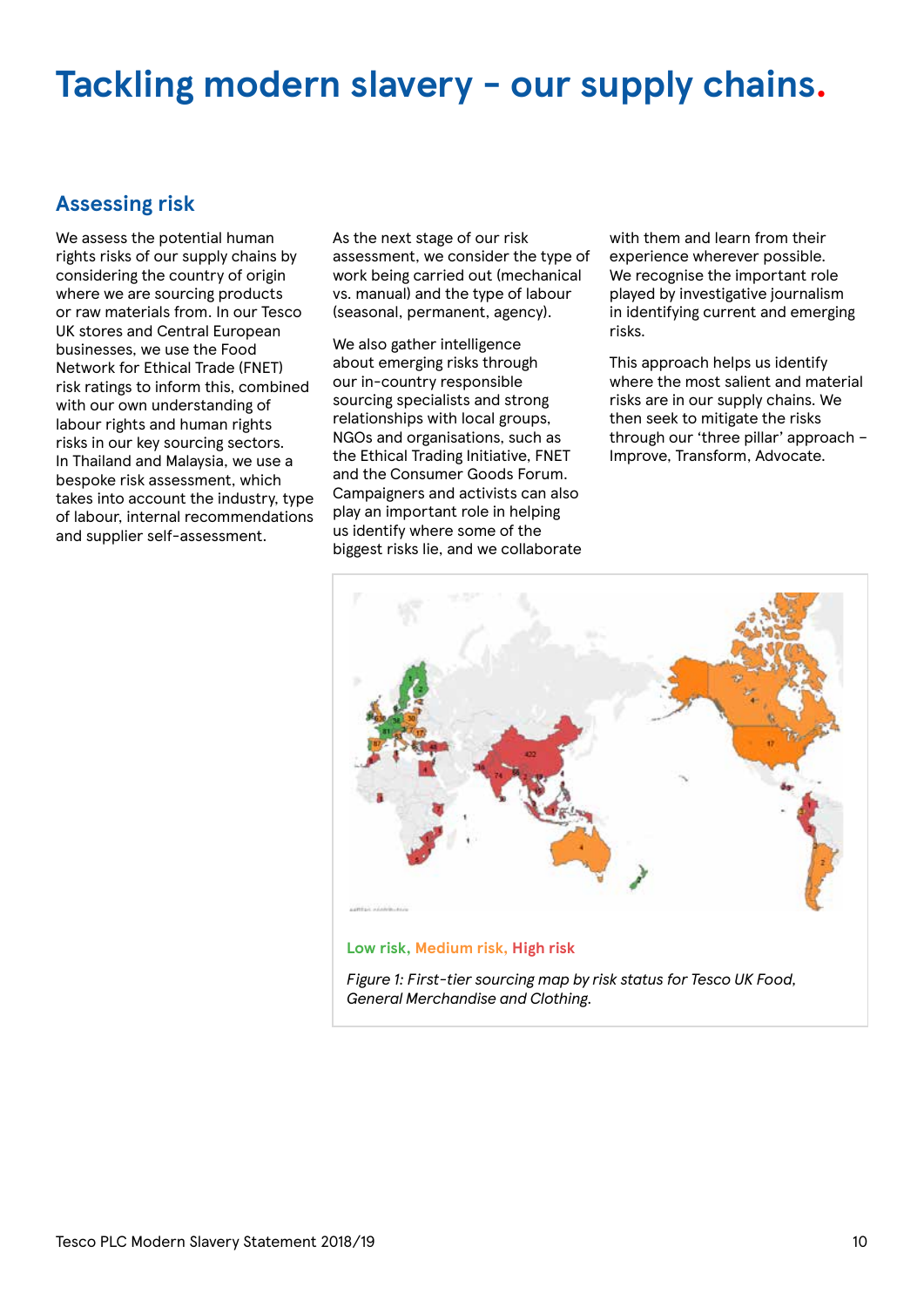# Tackling modern slavery - our supply chains.

## Assessing risk

We assess the potential human rights risks of our supply chains by considering the country of origin where we are sourcing products or raw materials from. In our Tesco UK stores and Central European businesses, we use the Food Network for Ethical Trade (FNET) risk ratings to inform this, combined with our own understanding of labour rights and human rights risks in our key sourcing sectors. In Thailand and Malaysia, we use a bespoke risk assessment, which takes into account the industry, type of labour, internal recommendations and supplier self-assessment.

As the next stage of our risk assessment, we consider the type of work being carried out (mechanical vs. manual) and the type of labour (seasonal, permanent, agency).

We also gather intelligence about emerging risks through our in-country responsible sourcing specialists and strong relationships with local groups, NGOs and organisations, such as the Ethical Trading Initiative, FNET and the Consumer Goods Forum. Campaigners and activists can also play an important role in helping us identify where some of the biggest risks lie, and we collaborate with them and learn from their experience wherever possible. We recognise the important role played by investigative journalism in identifying current and emerging risks.

This approach helps us identify where the most salient and material risks are in our supply chains. We then seek to mitigate the risks through our 'three pillar' approach – Improve, Transform, Advocate.

**Low risk, Medium risk, High risk**

*Figure 1: First-tier sourcing map by risk status for Tesco UK Food, General Merchandise and Clothing.*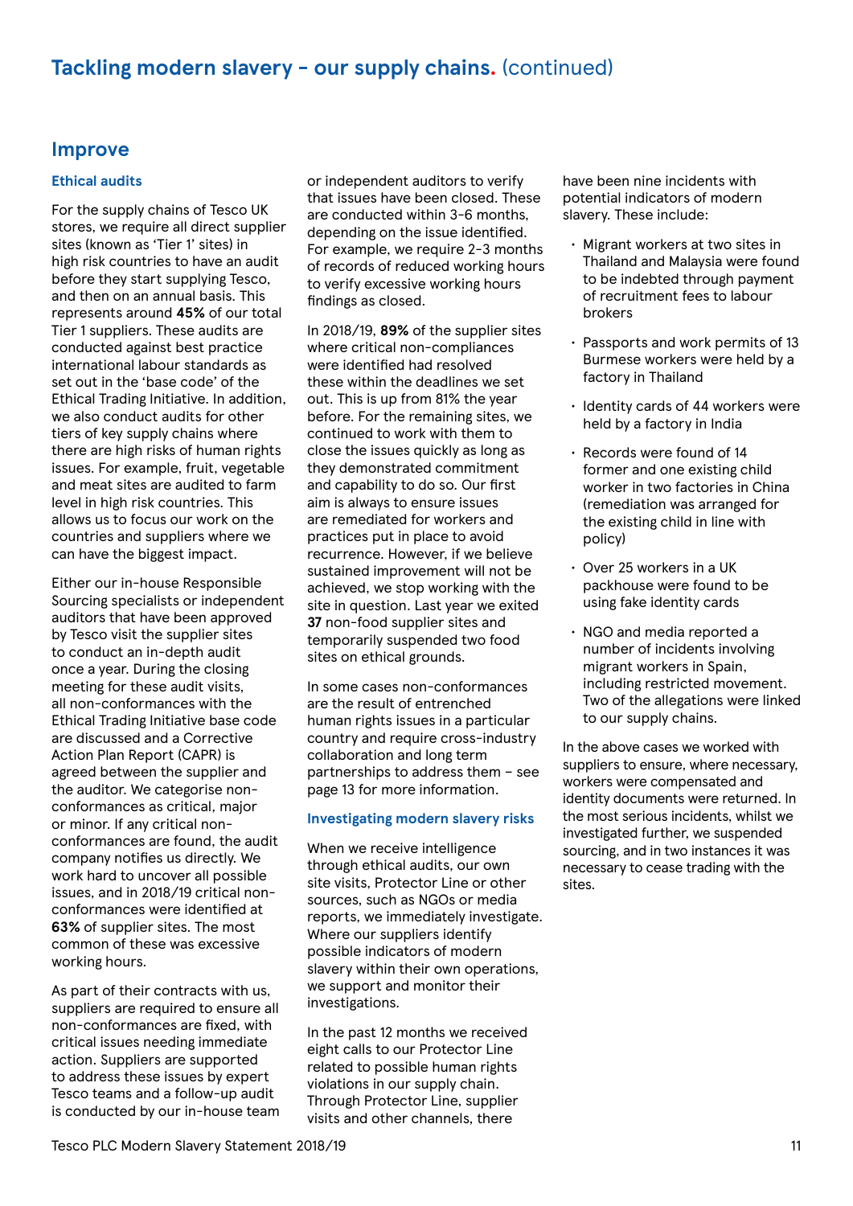# Tackling modern slavery - our supply chains. (continued)

## Improve

### Ethical audits

For the supply chains of Tesco UK stores, we require all direct supplier sites (known as 'Tier 1' sites) in high risk countries to have an audit before they start supplying Tesco, and then on an annual basis. This represents around **45%** of our total Tier 1 suppliers. These audits are conducted against best practice international labour standards as set out in the 'base code' of the Ethical Trading Initiative. In addition, we also conduct audits for other tiers of key supply chains where there are high risks of human rights issues. For example, fruit, vegetable and meat sites are audited to farm level in high risk countries. This allows us to focus our work on the countries and suppliers where we can have the biggest impact.

Either our in-house Responsible Sourcing specialists or independent auditors that have been approved by Tesco visit the supplier sites to conduct an in-depth audit once a year. During the closing meeting for these audit visits, all non-conformances with the Ethical Trading Initiative base code are discussed and a Corrective Action Plan Report (CAPR) is agreed between the supplier and the auditor. We categorise non-conformances as critical, major or minor. If any critical non-conformances are found, the audit company notifies us directly. We work hard to uncover all possible issues, and in 2018/19 critical non-conformances were identified at **63%** of supplier sites. The most common of these was excessive working hours.

As part of their contracts with us, suppliers are required to ensure all non-conformances are fixed, with critical issues needing immediate action. Suppliers are supported to address these issues by expert Tesco teams and a follow-up audit is conducted by our in-house team or independent auditors to verify that issues have been closed. These are conducted within 3-6 months, depending on the issue identified. For example, we require 2-3 months of records of reduced working hours to verify excessive working hours findings as closed.

In 2018/19, **89%** of the supplier sites where critical non-compliances were identified had resolved these within the deadlines we set out. This is up from 81% the year before. For the remaining sites, we continued to work with them to close the issues quickly as long as they demonstrated commitment and capability to do so. Our first aim is always to ensure issues are remediated for workers and practices put in place to avoid recurrence. However, if we believe sustained improvement will not be achieved, we stop working with the site in question. Last year we exited **37** non-food supplier sites and temporarily suspended two food sites on ethical grounds.

In some cases non-conformances are the result of entrenched human rights issues in a particular country and require cross-industry collaboration and long term partnerships to address them – see page 13 for more information.

### Investigating modern slavery risks

When we receive intelligence through ethical audits, our own site visits, Protector Line or other sources, such as NGOs or media reports, we immediately investigate. Where our suppliers identify possible indicators of modern slavery within their own operations, we support and monitor their investigations.

In the past 12 months we received eight calls to our Protector Line related to possible human rights violations in our supply chain. Through Protector Line, supplier visits and other channels, there have been nine incidents with potential indicators of modern slavery. These include:

- Migrant workers at two sites in Thailand and Malaysia were found to be indebted through payment of recruitment fees to labour brokers
- Passports and work permits of 13 Burmese workers were held by a factory in Thailand
- Identity cards of 44 workers were held by a factory in India
- Records were found of 14 former and one existing child worker in two factories in China (remediation was arranged for the existing child in line with policy)
- Over 25 workers in a UK packhouse were found to be using fake identity cards
- NGO and media reported a number of incidents involving migrant workers in Spain, including restricted movement. Two of the allegations were linked to our supply chains.

In the above cases we worked with suppliers to ensure, where necessary, workers were compensated and identity documents were returned. In the most serious incidents, whilst we investigated further, we suspended sourcing, and in two instances it was necessary to cease trading with the sites.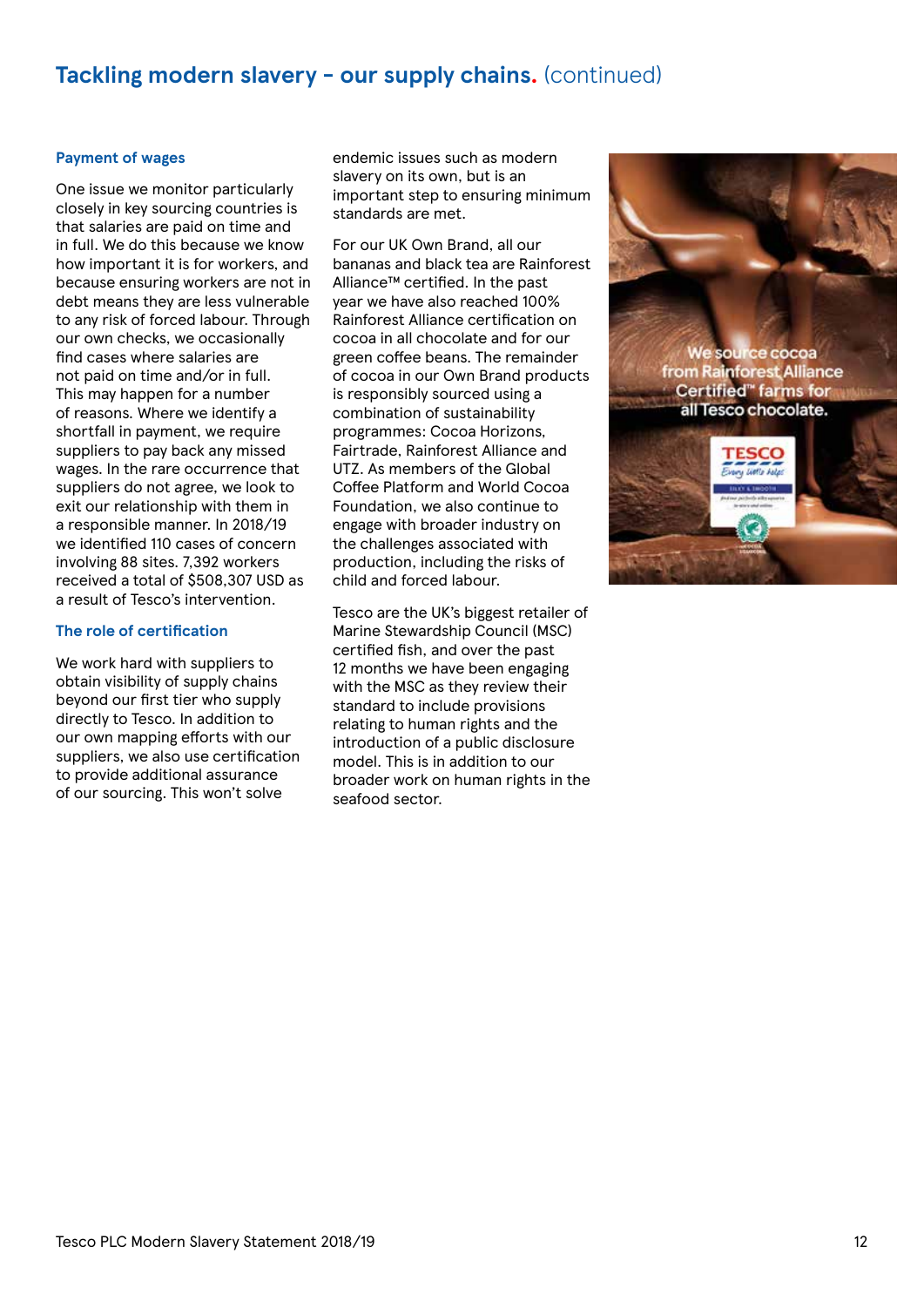## Tackling modern slavery – our supply chains. (continued)

### Payment of wages

One issue we monitor particularly closely in key sourcing countries is that salaries are paid on time and in full. We do this because we know how important it is for workers, and because ensuring workers are not in debt means they are less vulnerable to any risk of forced labour. Through our own checks, we occasionally find cases where salaries are not paid on time and/or in full. This may happen for a number of reasons. Where we identify a shortfall in payment, we require suppliers to pay back any missed wages. In the rare occurrence that suppliers do not agree, we look to exit our relationship with them in a responsible manner. In 2018/19 we identified 110 cases of concern involving 88 sites. 7,392 workers received a total of $508,307 USD as a result of Tesco's intervention.

### The role of certification

We work hard with suppliers to obtain visibility of supply chains beyond our first tier who supply directly to Tesco. In addition to our own mapping efforts with our suppliers, we also use certification to provide additional assurance of our sourcing. This won't solve endemic issues such as modern slavery on its own, but is an important step to ensuring minimum standards are met.

For our UK Own Brand, all our bananas and black tea are Rainforest Alliance™ certified. In the past year we have also reached 100% Rainforest Alliance certification on cocoa in all chocolate and for our green coffee beans. The remainder of cocoa in our Own Brand products is responsibly sourced using a combination of sustainability programmes: Cocoa Horizons, Fairtrade, Rainforest Alliance and UTZ. As members of the Global Coffee Platform and World Cocoa Foundation, we also continue to engage with broader industry on the challenges associated with production, including the risks of child and forced labour.

Tesco are the UK's biggest retailer of Marine Stewardship Council (MSC) certified fish, and over the past 12 months we have been engaging with the MSC as they review their standard to include provisions relating to human rights and the introduction of a public disclosure model. This is in addition to our broader work on human rights in the seafood sector.

We source cocoa from Rainforest Alliance Certified™ farms for all Tesco chocolate.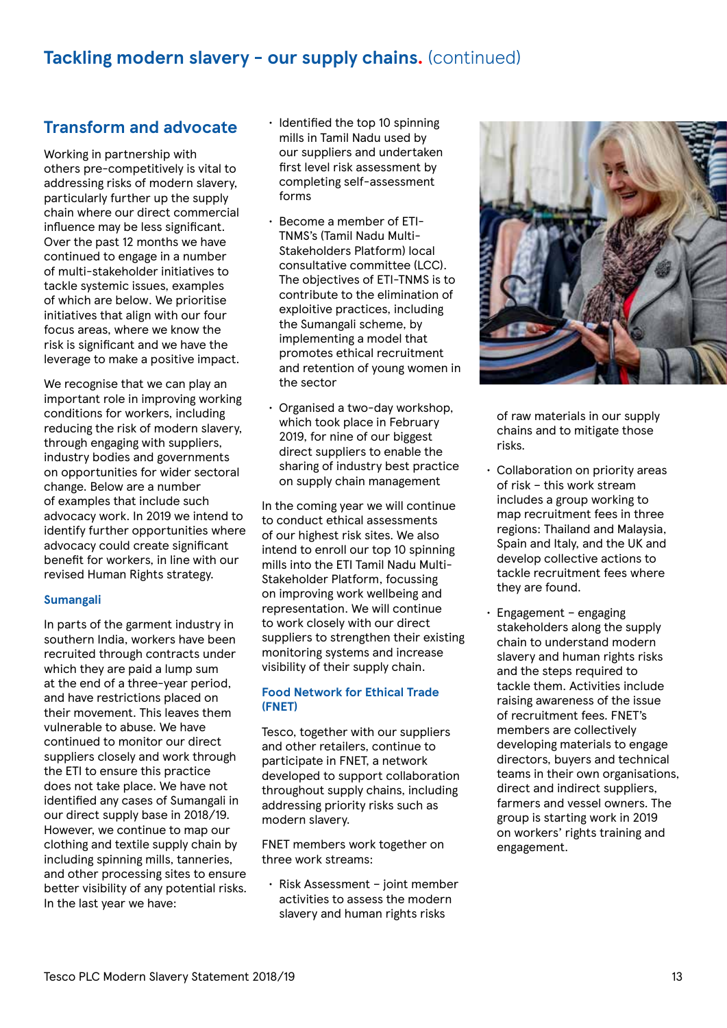# Tackling modern slavery - our supply chains. (continued)

## Transform and advocate

Working in partnership with others pre-competitively is vital to addressing risks of modern slavery, particularly further up the supply chain where our direct commercial influence may be less significant. Over the past 12 months we have continued to engage in a number of multi-stakeholder initiatives to tackle systemic issues, examples of which are below. We prioritise initiatives that align with our four focus areas, where we know the risk is significant and we have the leverage to make a positive impact.

We recognise that we can play an important role in improving working conditions for workers, including reducing the risk of modern slavery, through engaging with suppliers, industry bodies and governments on opportunities for wider sectoral change. Below are a number of examples that include such advocacy work. In 2019 we intend to identify further opportunities where advocacy could create significant benefit for workers, in line with our revised Human Rights strategy.

### Sumangali

In parts of the garment industry in southern India, workers have been recruited through contracts under which they are paid a lump sum at the end of a three-year period, and have restrictions placed on their movement. This leaves them vulnerable to abuse. We have continued to monitor our direct suppliers closely and work through the ETI to ensure this practice does not take place. We have not identified any cases of Sumangali in our direct supply base in 2018/19. However, we continue to map our clothing and textile supply chain by including spinning mills, tanneries, and other processing sites to ensure better visibility of any potential risks. In the last year we have:

- Identified the top 10 spinning mills in Tamil Nadu used by our suppliers and undertaken first level risk assessment by completing self-assessment forms
- Become a member of ETI-TNMS's (Tamil Nadu Multi-Stakeholders Platform) local consultative committee (LCC). The objectives of ETI-TNMS is to contribute to the elimination of exploitive practices, including the Sumangali scheme, by implementing a model that promotes ethical recruitment and retention of young women in the sector
- Organised a two-day workshop, which took place in February 2019, for nine of our biggest direct suppliers to enable the sharing of industry best practice on supply chain management

In the coming year we will continue to conduct ethical assessments of our highest risk sites. We also intend to enroll our top 10 spinning mills into the ETI Tamil Nadu Multi-Stakeholder Platform, focussing on improving work wellbeing and representation. We will continue to work closely with our direct suppliers to strengthen their existing monitoring systems and increase visibility of their supply chain.

### Food Network for Ethical Trade (FNET)

Tesco, together with our suppliers and other retailers, continue to participate in FNET, a network developed to support collaboration throughout supply chains, including addressing priority risks such as modern slavery.

FNET members work together on three work streams:

- Risk Assessment – joint member activities to assess the modern slavery and human rights risks of raw materials in our supply chains and to mitigate those risks.
- Collaboration on priority areas of risk – this work stream includes a group working to map recruitment fees in three regions: Thailand and Malaysia, Spain and Italy, and the UK and develop collective actions to tackle recruitment fees where they are found.
- Engagement – engaging stakeholders along the supply chain to understand modern slavery and human rights risks and the steps required to tackle them. Activities include raising awareness of the issue of recruitment fees. FNET's members are collectively developing materials to engage directors, buyers and technical teams in their own organisations, direct and indirect suppliers, farmers and vessel owners. The group is starting work in 2019 on workers' rights training and engagement.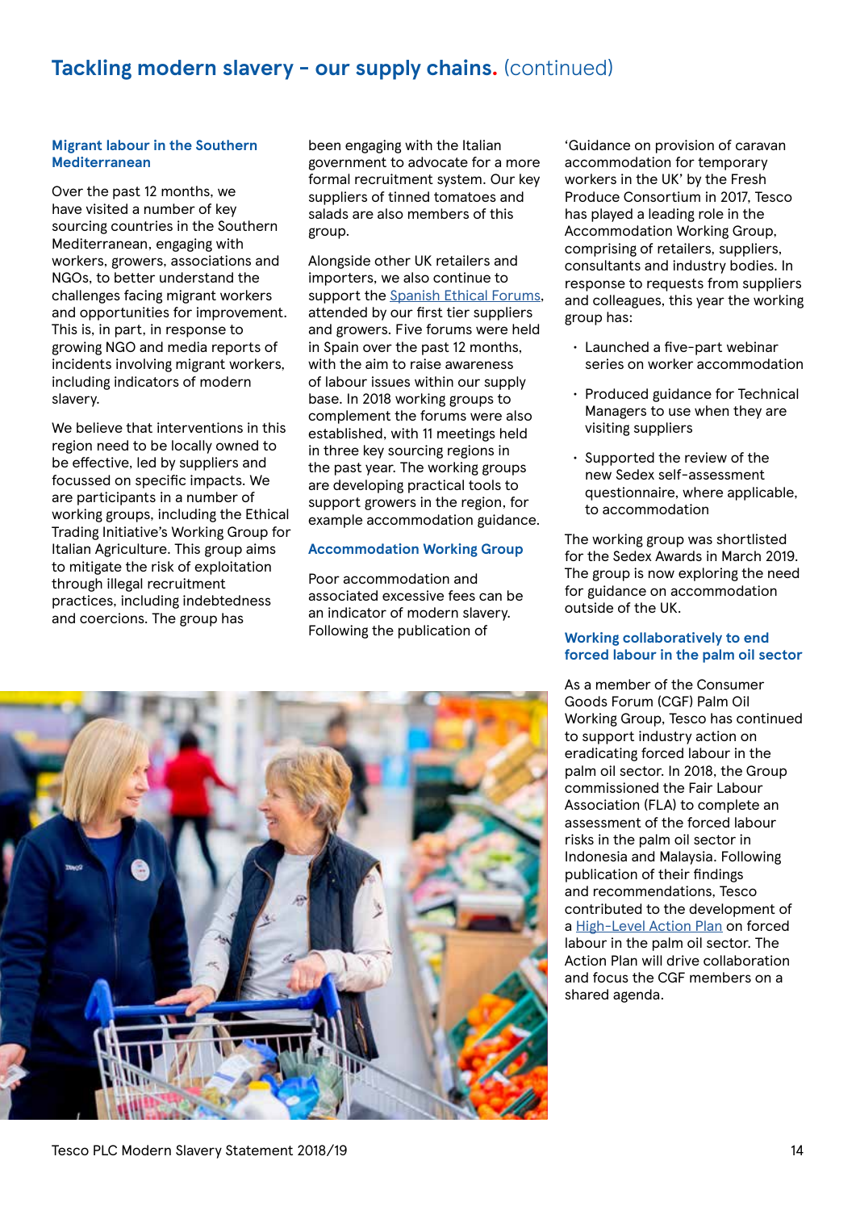# Tackling modern slavery - our supply chains. (continued)

### Migrant labour in the Southern Mediterranean

Over the past 12 months, we have visited a number of key sourcing countries in the Southern Mediterranean, engaging with workers, growers, associations and NGOs, to better understand the challenges facing migrant workers and opportunities for improvement. This is, in part, in response to growing NGO and media reports of incidents involving migrant workers, including indicators of modern slavery.

We believe that interventions in this region need to be locally owned to be effective, led by suppliers and focussed on specific impacts. We are participants in a number of working groups, including the Ethical Trading Initiative's Working Group for Italian Agriculture. This group aims to mitigate the risk of exploitation through illegal recruitment practices, including indebtedness and coercions. The group has been engaging with the Italian government to advocate for a more formal recruitment system. Our key suppliers of tinned tomatoes and salads are also members of this group.

Alongside other UK retailers and importers, we also continue to support the Spanish Ethical Forums, attended by our first tier suppliers and growers. Five forums were held in Spain over the past 12 months, with the aim to raise awareness of labour issues within our supply base. In 2018 working groups to complement the forums were also established, with 11 meetings held in three key sourcing regions in the past year. The working groups are developing practical tools to support growers in the region, for example accommodation guidance.

### Accommodation Working Group

Poor accommodation and associated excessive fees can be an indicator of modern slavery. Following the publication of 'Guidance on provision of caravan accommodation for temporary workers in the UK' by the Fresh Produce Consortium in 2017, Tesco has played a leading role in the Accommodation Working Group, comprising of retailers, suppliers, consultants and industry bodies. In response to requests from suppliers and colleagues, this year the working group has:

- Launched a five-part webinar series on worker accommodation
- Produced guidance for Technical Managers to use when they are visiting suppliers
- Supported the review of the new Sedex self-assessment questionnaire, where applicable, to accommodation

The working group was shortlisted for the Sedex Awards in March 2019. The group is now exploring the need for guidance on accommodation outside of the UK.

### Working collaboratively to end forced labour in the palm oil sector

As a member of the Consumer Goods Forum (CGF) Palm Oil Working Group, Tesco has continued to support industry action on eradicating forced labour in the palm oil sector. In 2018, the Group commissioned the Fair Labour Association (FLA) to complete an assessment of the forced labour risks in the palm oil sector in Indonesia and Malaysia. Following publication of their findings and recommendations, Tesco contributed to the development of a High-Level Action Plan on forced labour in the palm oil sector. The Action Plan will drive collaboration and focus the CGF members on a shared agenda.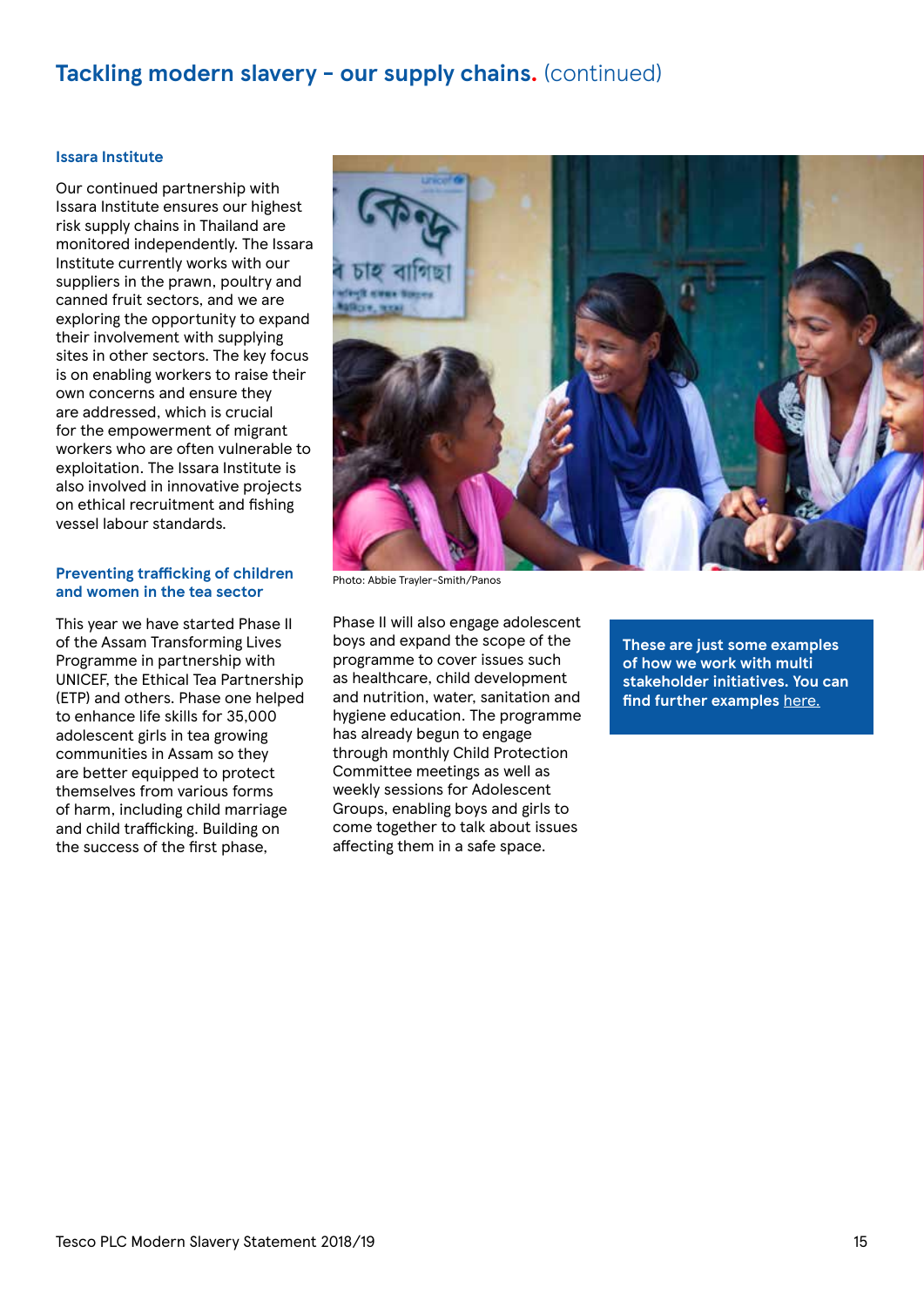## Tackling modern slavery – our supply chains. (continued)

### Issara Institute

Our continued partnership with Issara Institute ensures our highest risk supply chains in Thailand are monitored independently. The Issara Institute currently works with our suppliers in the prawn, poultry and canned fruit sectors, and we are exploring the opportunity to expand their involvement with supplying sites in other sectors. The key focus is on enabling workers to raise their own concerns and ensure they are addressed, which is crucial for the empowerment of migrant workers who are often vulnerable to exploitation. The Issara Institute is also involved in innovative projects on ethical recruitment and fishing vessel labour standards.

### Preventing trafficking of children and women in the tea sector

This year we have started Phase II of the Assam Transforming Lives Programme in partnership with UNICEF, the Ethical Tea Partnership (ETP) and others. Phase one helped to enhance life skills for 35,000 adolescent girls in tea growing communities in Assam so they are better equipped to protect themselves from various forms of harm, including child marriage and child trafficking. Building on the success of the first phase, Phase II will also engage adolescent boys and expand the scope of the programme to cover issues such as healthcare, child development and nutrition, water, sanitation and hygiene education. The programme has already begun to engage through monthly Child Protection Committee meetings as well as weekly sessions for Adolescent Groups, enabling boys and girls to come together to talk about issues affecting them in a safe space.

Photo: Abbie Trayler-Smith/Panos

**These are just some examples of how we work with multi stakeholder initiatives. You can find further examples here.**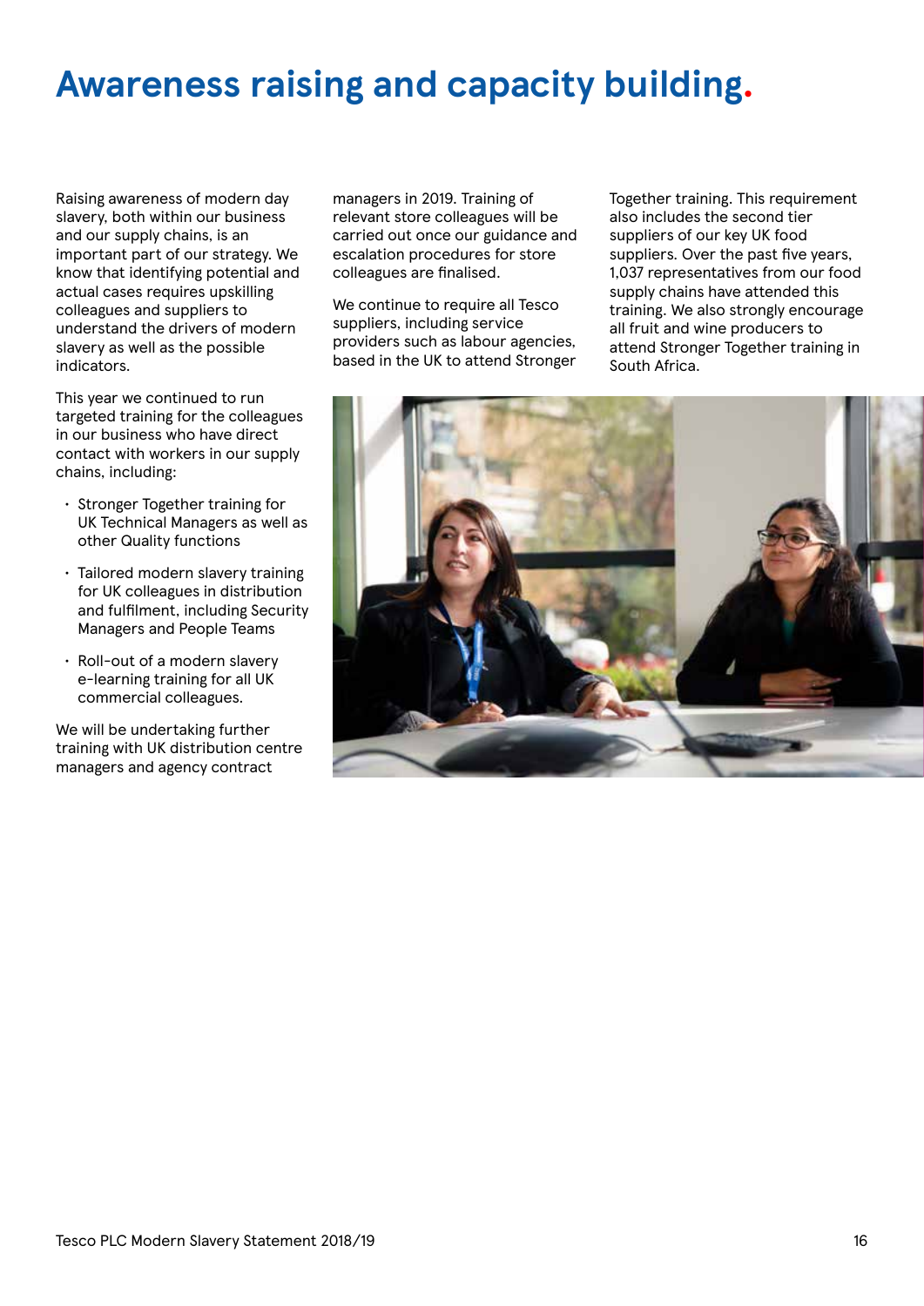# Awareness raising and capacity building.

Raising awareness of modern day slavery, both within our business and our supply chains, is an important part of our strategy. We know that identifying potential and actual cases requires upskilling colleagues and suppliers to understand the drivers of modern slavery as well as the possible indicators.

This year we continued to run targeted training for the colleagues in our business who have direct contact with workers in our supply chains, including:

- Stronger Together training for UK Technical Managers as well as other Quality functions
- Tailored modern slavery training for UK colleagues in distribution and fulfilment, including Security Managers and People Teams
- Roll-out of a modern slavery e-learning training for all UK commercial colleagues.

We will be undertaking further training with UK distribution centre managers and agency contract managers in 2019. Training of relevant store colleagues will be carried out once our guidance and escalation procedures for store colleagues are finalised.

We continue to require all Tesco suppliers, including service providers such as labour agencies, based in the UK to attend Stronger Together training. This requirement also includes the second tier suppliers of our key UK food suppliers. Over the past five years, 1,037 representatives from our food supply chains have attended this training. We also strongly encourage all fruit and wine producers to attend Stronger Together training in South Africa.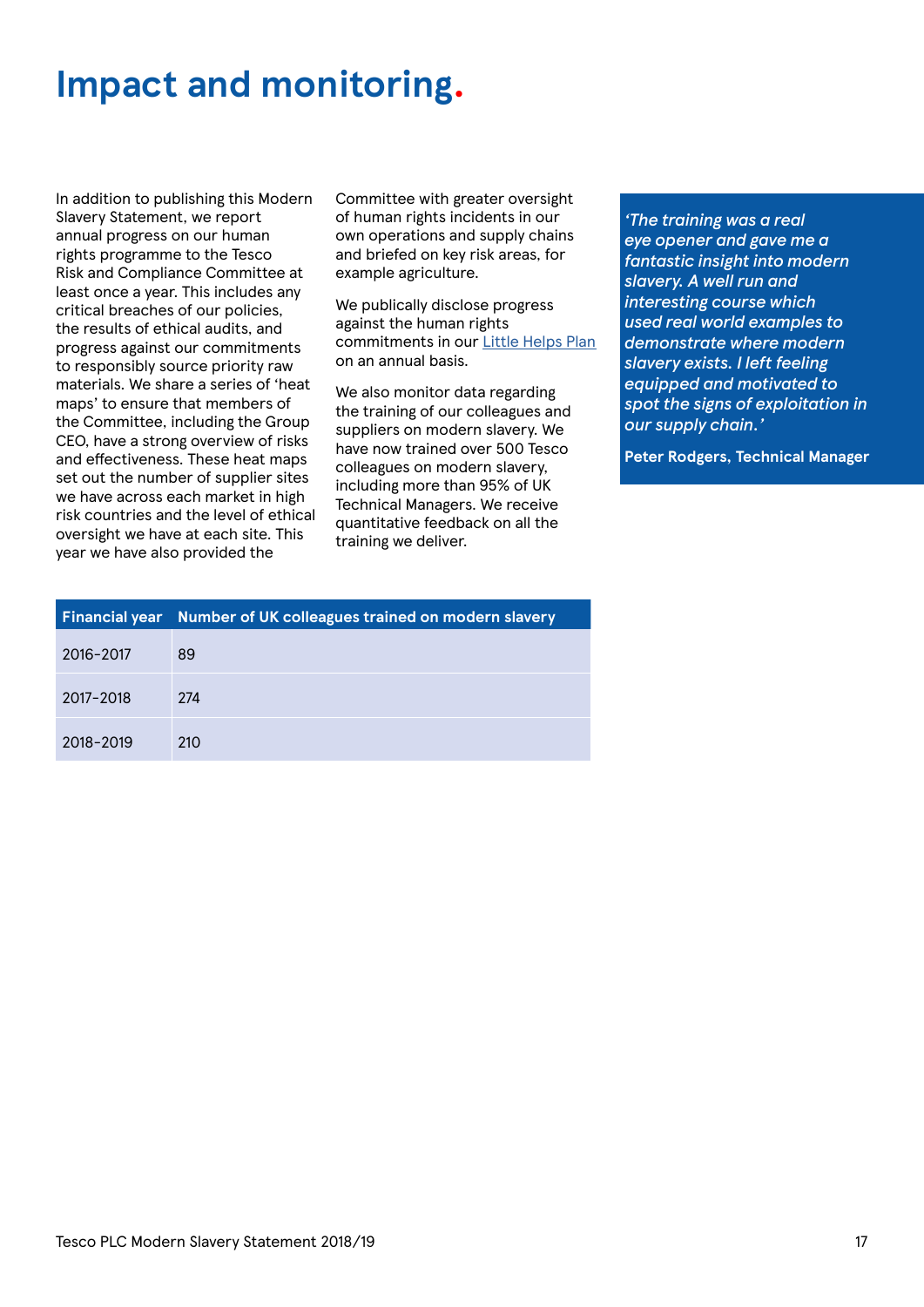# Impact and monitoring.

In addition to publishing this Modern Slavery Statement, we report annual progress on our human rights programme to the Tesco Risk and Compliance Committee at least once a year. This includes any critical breaches of our policies, the results of ethical audits, and progress against our commitments to responsibly source priority raw materials. We share a series of 'heat maps' to ensure that members of the Committee, including the Group CEO, have a strong overview of risks and effectiveness. These heat maps set out the number of supplier sites we have across each market in high risk countries and the level of ethical oversight we have at each site. This year we have also provided the Committee with greater oversight of human rights incidents in our own operations and supply chains and briefed on key risk areas, for example agriculture.

We publically disclose progress against the human rights commitments in our Little Helps Plan on an annual basis.

We also monitor data regarding the training of our colleagues and suppliers on modern slavery. We have now trained over 500 Tesco colleagues on modern slavery, including more than 95% of UK Technical Managers. We receive quantitative feedback on all the training we deliver.

*'The training was a real eye opener and gave me a fantastic insight into modern slavery. A well run and interesting course which used real world examples to demonstrate where modern slavery exists. I left feeling equipped and motivated to spot the signs of exploitation in our supply chain.'*

**Peter Rodgers, Technical Manager**

| Financial year | Number of UK colleagues trained on modern slavery |
|---|---|
| 2016-2017 | 89 |
| 2017-2018 | 274 |
| 2018-2019 | 210 |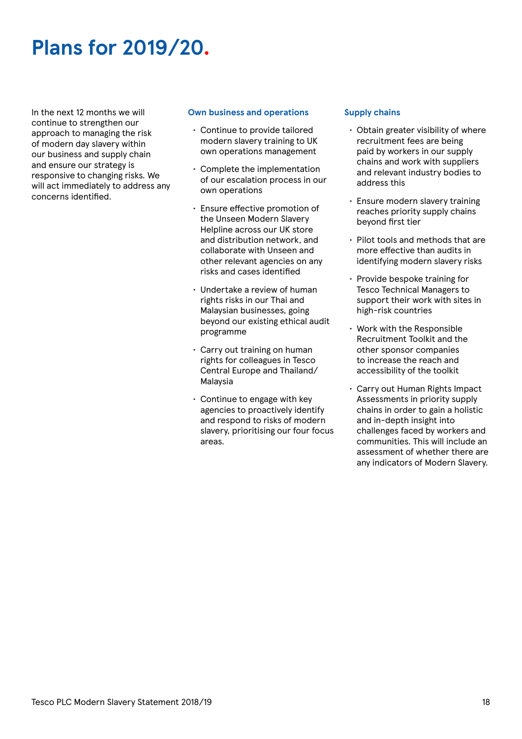# Plans for 2019/20.

In the next 12 months we will continue to strengthen our approach to managing the risk of modern day slavery within our business and supply chain and ensure our strategy is responsive to changing risks. We will act immediately to address any concerns identified.

### Own business and operations

- Continue to provide tailored modern slavery training to UK own operations management
- Complete the implementation of our escalation process in our own operations
- Ensure effective promotion of the Unseen Modern Slavery Helpline across our UK store and distribution network, and collaborate with Unseen and other relevant agencies on any risks and cases identified
- Undertake a review of human rights risks in our Thai and Malaysian businesses, going beyond our existing ethical audit programme
- Carry out training on human rights for colleagues in Tesco Central Europe and Thailand/Malaysia
- Continue to engage with key agencies to proactively identify and respond to risks of modern slavery, prioritising our four focus areas.

### Supply chains

- Obtain greater visibility of where recruitment fees are being paid by workers in our supply chains and work with suppliers and relevant industry bodies to address this
- Ensure modern slavery training reaches priority supply chains beyond first tier
- Pilot tools and methods that are more effective than audits in identifying modern slavery risks
- Provide bespoke training for Tesco Technical Managers to support their work with sites in high-risk countries
- Work with the Responsible Recruitment Toolkit and the other sponsor companies to increase the reach and accessibility of the toolkit
- Carry out Human Rights Impact Assessments in priority supply chains in order to gain a holistic and in-depth insight into challenges faced by workers and communities. This will include an assessment of whether there are any indicators of Modern Slavery.